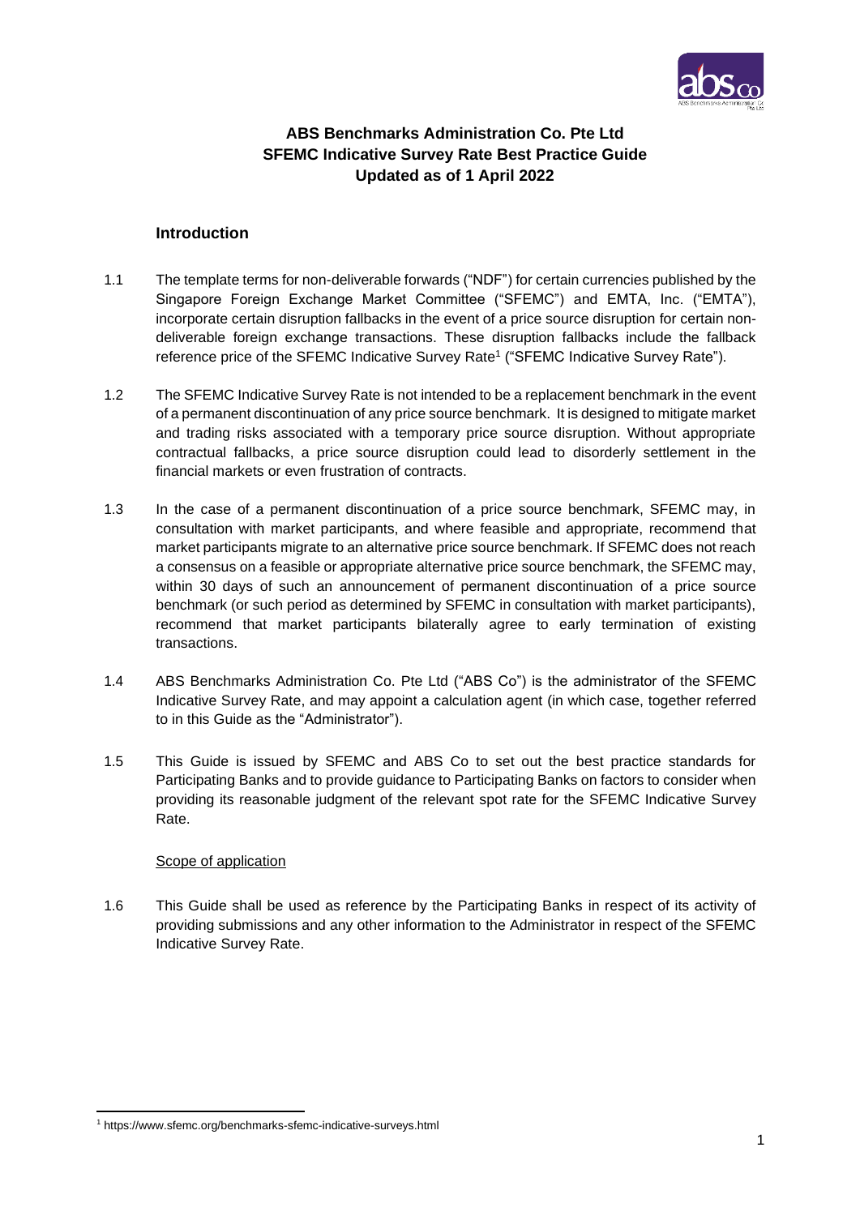# ABS Benchmarks Administration Co. Pte Ltd
# SFEMC Indicative Survey Rate Best Practice Guide
# Updated as of 1 April 2022

## Introduction

1.1 The template terms for non-deliverable forwards ("NDF") for certain currencies published by the Singapore Foreign Exchange Market Committee ("SFEMC") and EMTA, Inc. ("EMTA"), incorporate certain disruption fallbacks in the event of a price source disruption for certain non-deliverable foreign exchange transactions. These disruption fallbacks include the fallback reference price of the SFEMC Indicative Survey Rate[1] ("SFEMC Indicative Survey Rate").

1.2 The SFEMC Indicative Survey Rate is not intended to be a replacement benchmark in the event of a permanent discontinuation of any price source benchmark. It is designed to mitigate market and trading risks associated with a temporary price source disruption. Without appropriate contractual fallbacks, a price source disruption could lead to disorderly settlement in the financial markets or even frustration of contracts.

1.3 In the case of a permanent discontinuation of a price source benchmark, SFEMC may, in consultation with market participants, and where feasible and appropriate, recommend that market participants migrate to an alternative price source benchmark. If SFEMC does not reach a consensus on a feasible or appropriate alternative price source benchmark, the SFEMC may, within 30 days of such an announcement of permanent discontinuation of a price source benchmark (or such period as determined by SFEMC in consultation with market participants), recommend that market participants bilaterally agree to early termination of existing transactions.

1.4 ABS Benchmarks Administration Co. Pte Ltd ("ABS Co") is the administrator of the SFEMC Indicative Survey Rate, and may appoint a calculation agent (in which case, together referred to in this Guide as the "Administrator").

1.5 This Guide is issued by SFEMC and ABS Co to set out the best practice standards for Participating Banks and to provide guidance to Participating Banks on factors to consider when providing its reasonable judgment of the relevant spot rate for the SFEMC Indicative Survey Rate.

<u>Scope of application</u>

1.6 This Guide shall be used as reference by the Participating Banks in respect of its activity of providing submissions and any other information to the Administrator in respect of the SFEMC Indicative Survey Rate.

---

[1] https://www.sfemc.org/benchmarks-sfemc-indicative-surveys.html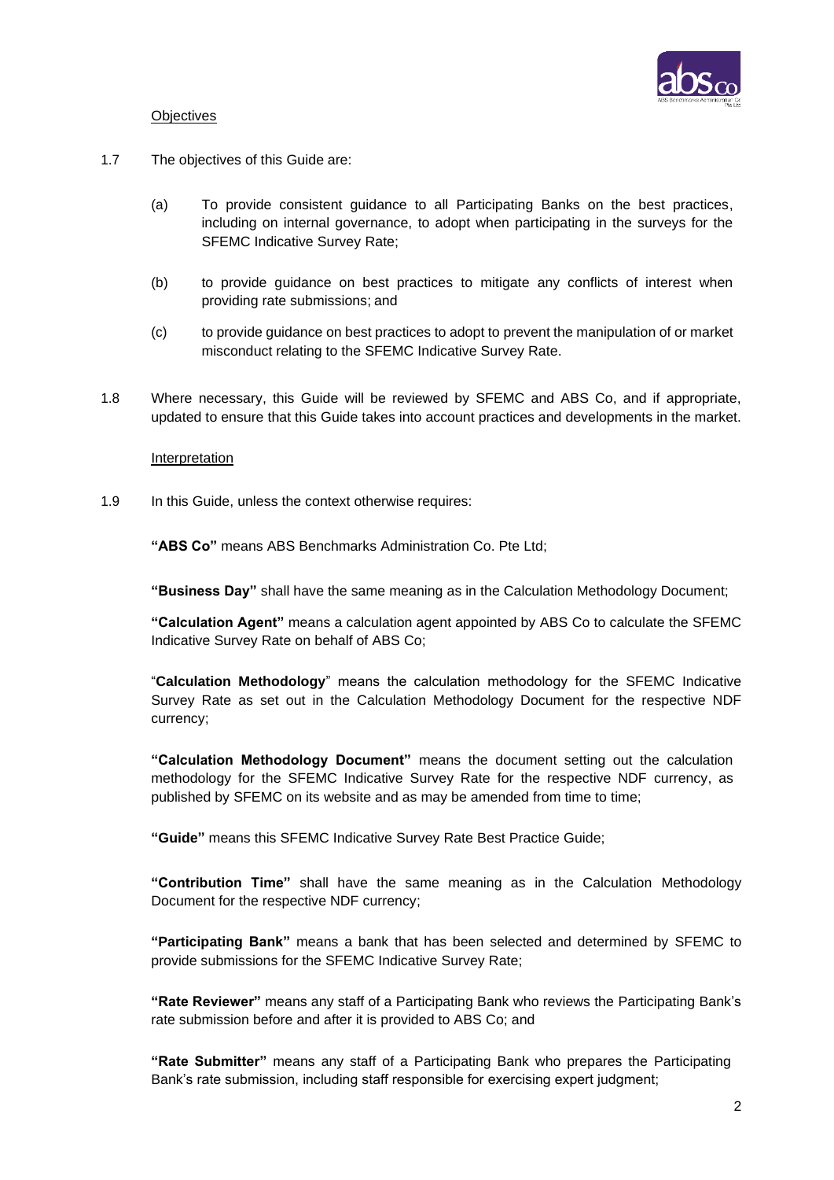Objectives

1.7 The objectives of this Guide are:

(a) To provide consistent guidance to all Participating Banks on the best practices, including on internal governance, to adopt when participating in the surveys for the SFEMC Indicative Survey Rate;

(b) to provide guidance on best practices to mitigate any conflicts of interest when providing rate submissions; and

(c) to provide guidance on best practices to adopt to prevent the manipulation of or market misconduct relating to the SFEMC Indicative Survey Rate.

1.8 Where necessary, this Guide will be reviewed by SFEMC and ABS Co, and if appropriate, updated to ensure that this Guide takes into account practices and developments in the market.

Interpretation

1.9 In this Guide, unless the context otherwise requires:

**"ABS Co"** means ABS Benchmarks Administration Co. Pte Ltd;

**"Business Day"** shall have the same meaning as in the Calculation Methodology Document;

**"Calculation Agent"** means a calculation agent appointed by ABS Co to calculate the SFEMC Indicative Survey Rate on behalf of ABS Co;

"**Calculation Methodology**" means the calculation methodology for the SFEMC Indicative Survey Rate as set out in the Calculation Methodology Document for the respective NDF currency;

**"Calculation Methodology Document"** means the document setting out the calculation methodology for the SFEMC Indicative Survey Rate for the respective NDF currency, as published by SFEMC on its website and as may be amended from time to time;

**"Guide"** means this SFEMC Indicative Survey Rate Best Practice Guide;

**"Contribution Time"** shall have the same meaning as in the Calculation Methodology Document for the respective NDF currency;

**"Participating Bank"** means a bank that has been selected and determined by SFEMC to provide submissions for the SFEMC Indicative Survey Rate;

**"Rate Reviewer"** means any staff of a Participating Bank who reviews the Participating Bank's rate submission before and after it is provided to ABS Co; and

**"Rate Submitter"** means any staff of a Participating Bank who prepares the Participating Bank's rate submission, including staff responsible for exercising expert judgment;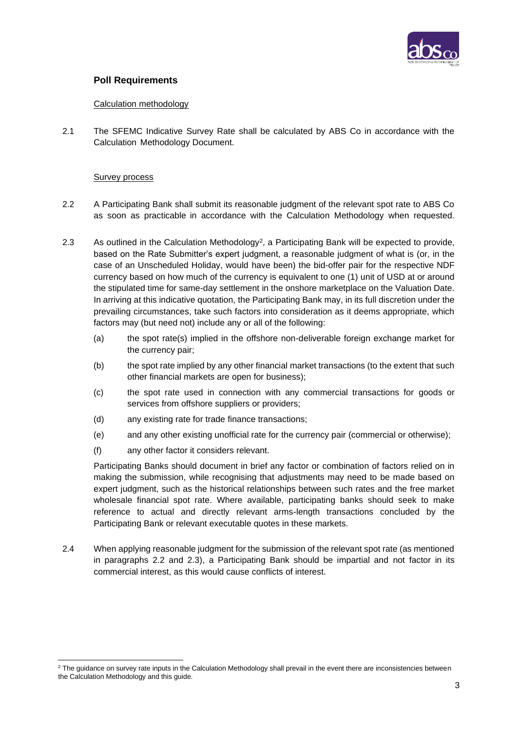## Poll Requirements

Calculation methodology

2.1 The SFEMC Indicative Survey Rate shall be calculated by ABS Co in accordance with the Calculation Methodology Document.

Survey process

2.2 A Participating Bank shall submit its reasonable judgment of the relevant spot rate to ABS Co as soon as practicable in accordance with the Calculation Methodology when requested.

2.3 As outlined in the Calculation Methodology[2], a Participating Bank will be expected to provide, based on the Rate Submitter's expert judgment, a reasonable judgment of what is (or, in the case of an Unscheduled Holiday, would have been) the bid-offer pair for the respective NDF currency based on how much of the currency is equivalent to one (1) unit of USD at or around the stipulated time for same-day settlement in the onshore marketplace on the Valuation Date. In arriving at this indicative quotation, the Participating Bank may, in its full discretion under the prevailing circumstances, take such factors into consideration as it deems appropriate, which factors may (but need not) include any or all of the following:

(a) the spot rate(s) implied in the offshore non-deliverable foreign exchange market for the currency pair;

(b) the spot rate implied by any other financial market transactions (to the extent that such other financial markets are open for business);

(c) the spot rate used in connection with any commercial transactions for goods or services from offshore suppliers or providers;

(d) any existing rate for trade finance transactions;

(e) and any other existing unofficial rate for the currency pair (commercial or otherwise);

(f) any other factor it considers relevant.

Participating Banks should document in brief any factor or combination of factors relied on in making the submission, while recognising that adjustments may need to be made based on expert judgment, such as the historical relationships between such rates and the free market wholesale financial spot rate. Where available, participating banks should seek to make reference to actual and directly relevant arms-length transactions concluded by the Participating Bank or relevant executable quotes in these markets.

2.4 When applying reasonable judgment for the submission of the relevant spot rate (as mentioned in paragraphs 2.2 and 2.3), a Participating Bank should be impartial and not factor in its commercial interest, as this would cause conflicts of interest.

[2] The guidance on survey rate inputs in the Calculation Methodology shall prevail in the event there are inconsistencies between the Calculation Methodology and this guide.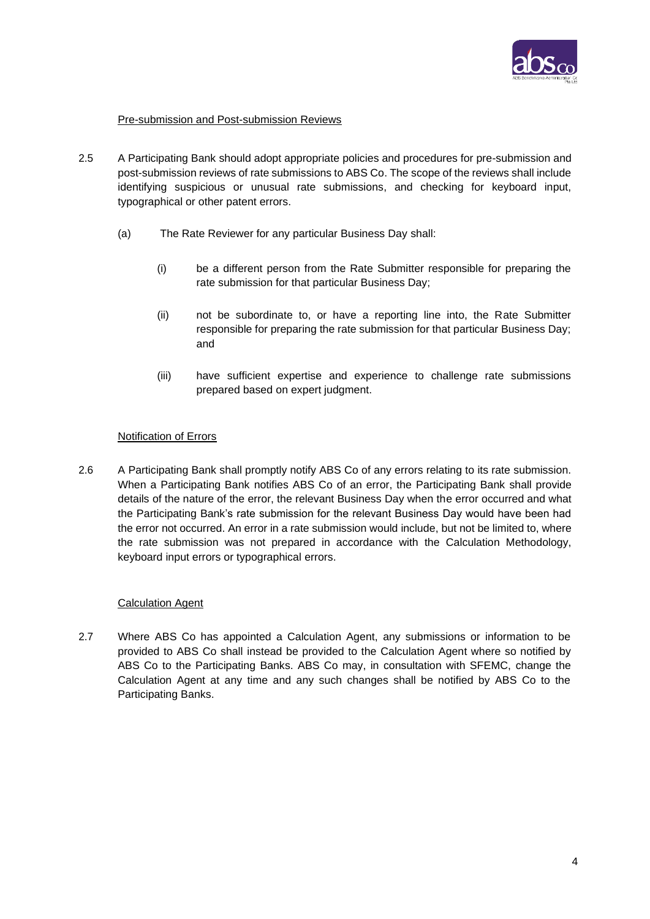Pre-submission and Post-submission Reviews

2.5 A Participating Bank should adopt appropriate policies and procedures for pre-submission and post-submission reviews of rate submissions to ABS Co. The scope of the reviews shall include identifying suspicious or unusual rate submissions, and checking for keyboard input, typographical or other patent errors.

(a) The Rate Reviewer for any particular Business Day shall:

(i) be a different person from the Rate Submitter responsible for preparing the rate submission for that particular Business Day;

(ii) not be subordinate to, or have a reporting line into, the Rate Submitter responsible for preparing the rate submission for that particular Business Day; and

(iii) have sufficient expertise and experience to challenge rate submissions prepared based on expert judgment.

Notification of Errors

2.6 A Participating Bank shall promptly notify ABS Co of any errors relating to its rate submission. When a Participating Bank notifies ABS Co of an error, the Participating Bank shall provide details of the nature of the error, the relevant Business Day when the error occurred and what the Participating Bank's rate submission for the relevant Business Day would have been had the error not occurred. An error in a rate submission would include, but not be limited to, where the rate submission was not prepared in accordance with the Calculation Methodology, keyboard input errors or typographical errors.

Calculation Agent

2.7 Where ABS Co has appointed a Calculation Agent, any submissions or information to be provided to ABS Co shall instead be provided to the Calculation Agent where so notified by ABS Co to the Participating Banks. ABS Co may, in consultation with SFEMC, change the Calculation Agent at any time and any such changes shall be notified by ABS Co to the Participating Banks.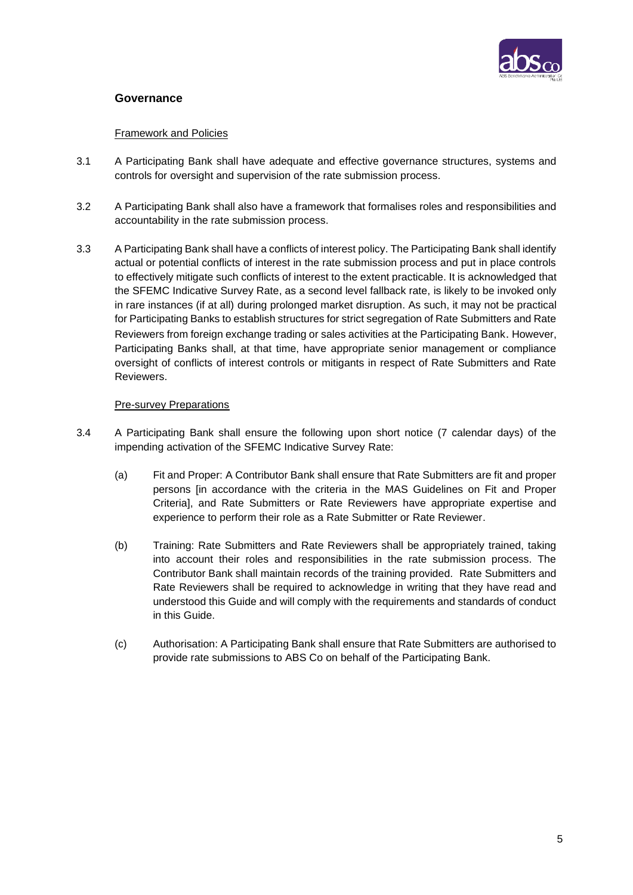## Governance

Framework and Policies

3.1 A Participating Bank shall have adequate and effective governance structures, systems and controls for oversight and supervision of the rate submission process.

3.2 A Participating Bank shall also have a framework that formalises roles and responsibilities and accountability in the rate submission process.

3.3 A Participating Bank shall have a conflicts of interest policy. The Participating Bank shall identify actual or potential conflicts of interest in the rate submission process and put in place controls to effectively mitigate such conflicts of interest to the extent practicable. It is acknowledged that the SFEMC Indicative Survey Rate, as a second level fallback rate, is likely to be invoked only in rare instances (if at all) during prolonged market disruption. As such, it may not be practical for Participating Banks to establish structures for strict segregation of Rate Submitters and Rate Reviewers from foreign exchange trading or sales activities at the Participating Bank. However, Participating Banks shall, at that time, have appropriate senior management or compliance oversight of conflicts of interest controls or mitigants in respect of Rate Submitters and Rate Reviewers.

Pre-survey Preparations

3.4 A Participating Bank shall ensure the following upon short notice (7 calendar days) of the impending activation of the SFEMC Indicative Survey Rate:

(a) Fit and Proper: A Contributor Bank shall ensure that Rate Submitters are fit and proper persons [in accordance with the criteria in the MAS Guidelines on Fit and Proper Criteria], and Rate Submitters or Rate Reviewers have appropriate expertise and experience to perform their role as a Rate Submitter or Rate Reviewer.

(b) Training: Rate Submitters and Rate Reviewers shall be appropriately trained, taking into account their roles and responsibilities in the rate submission process. The Contributor Bank shall maintain records of the training provided. Rate Submitters and Rate Reviewers shall be required to acknowledge in writing that they have read and understood this Guide and will comply with the requirements and standards of conduct in this Guide.

(c) Authorisation: A Participating Bank shall ensure that Rate Submitters are authorised to provide rate submissions to ABS Co on behalf of the Participating Bank.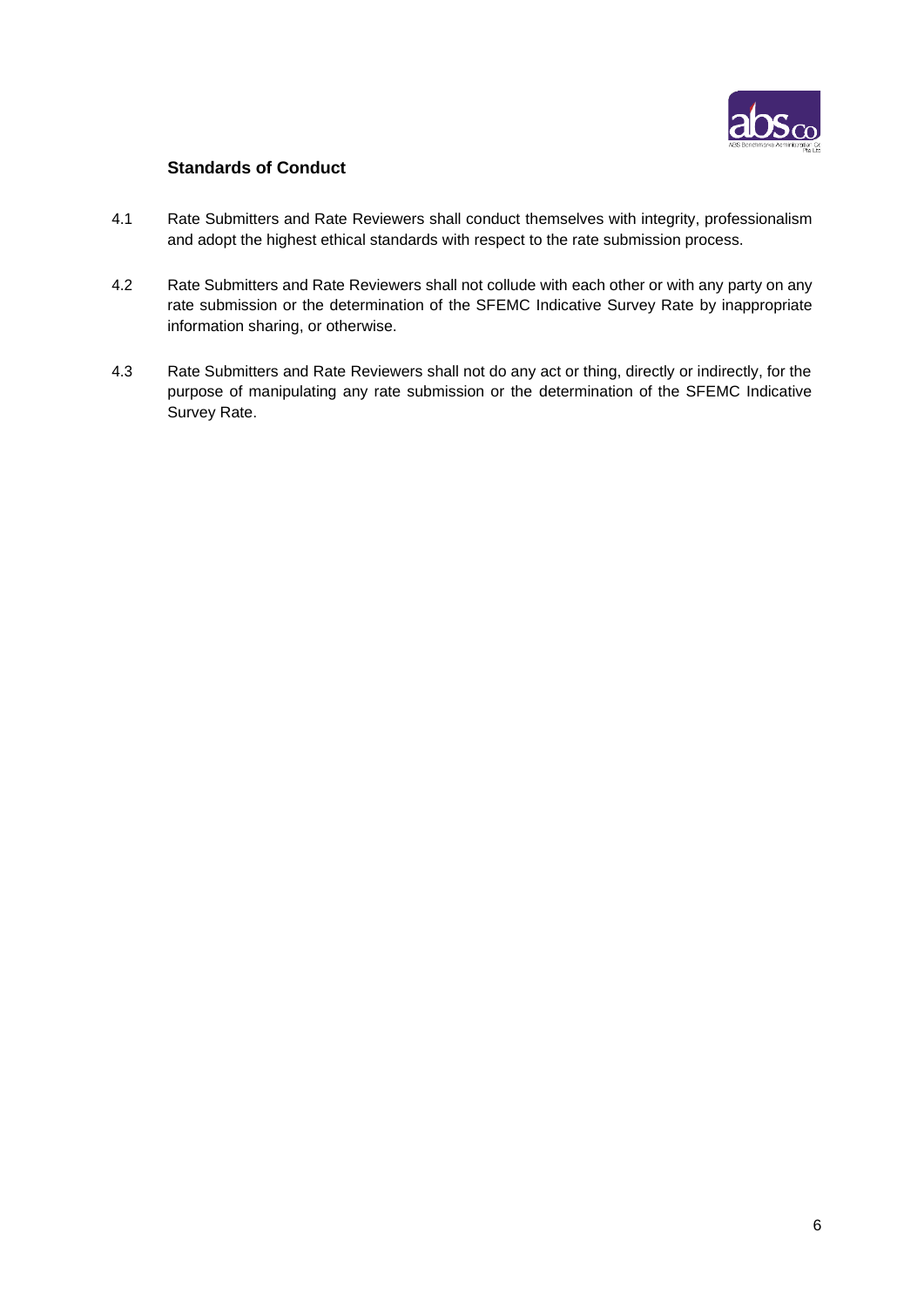## Standards of Conduct

4.1 Rate Submitters and Rate Reviewers shall conduct themselves with integrity, professionalism and adopt the highest ethical standards with respect to the rate submission process.

4.2 Rate Submitters and Rate Reviewers shall not collude with each other or with any party on any rate submission or the determination of the SFEMC Indicative Survey Rate by inappropriate information sharing, or otherwise.

4.3 Rate Submitters and Rate Reviewers shall not do any act or thing, directly or indirectly, for the purpose of manipulating any rate submission or the determination of the SFEMC Indicative Survey Rate.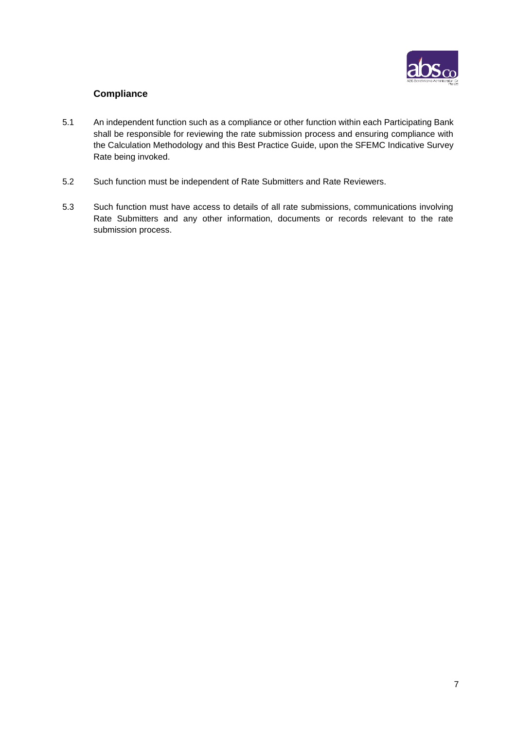## Compliance

5.1 An independent function such as a compliance or other function within each Participating Bank shall be responsible for reviewing the rate submission process and ensuring compliance with the Calculation Methodology and this Best Practice Guide, upon the SFEMC Indicative Survey Rate being invoked.

5.2 Such function must be independent of Rate Submitters and Rate Reviewers.

5.3 Such function must have access to details of all rate submissions, communications involving Rate Submitters and any other information, documents or records relevant to the rate submission process.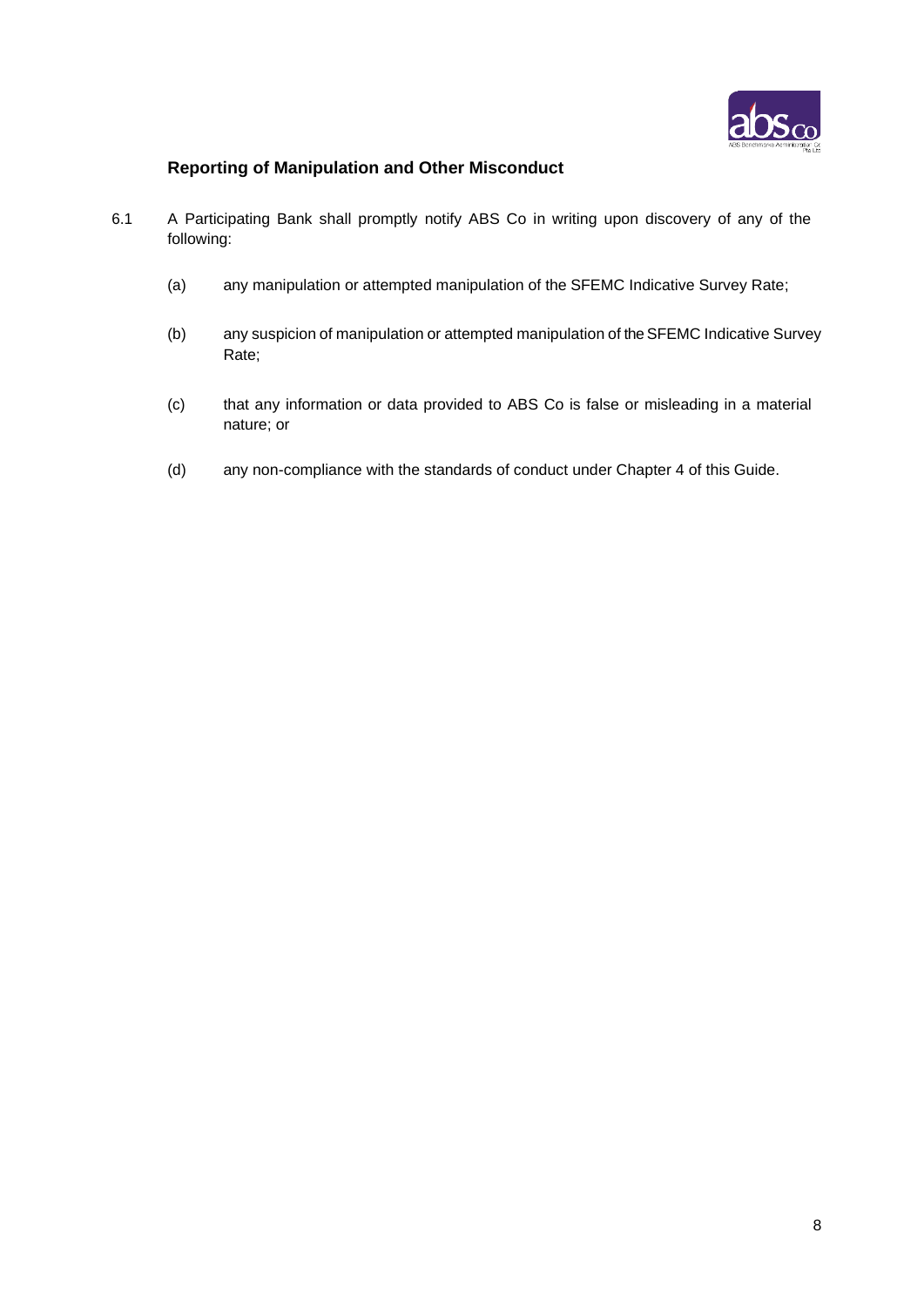## Reporting of Manipulation and Other Misconduct

6.1 A Participating Bank shall promptly notify ABS Co in writing upon discovery of any of the following:

(a) any manipulation or attempted manipulation of the SFEMC Indicative Survey Rate;

(b) any suspicion of manipulation or attempted manipulation of the SFEMC Indicative Survey Rate;

(c) that any information or data provided to ABS Co is false or misleading in a material nature; or

(d) any non-compliance with the standards of conduct under Chapter 4 of this Guide.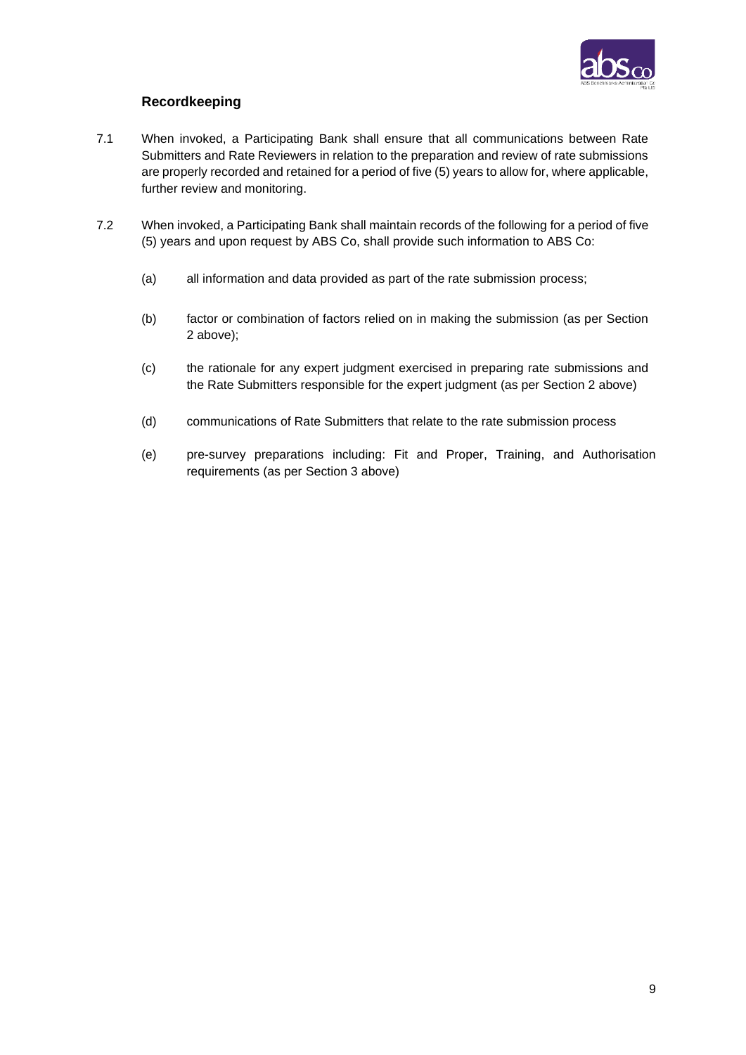## Recordkeeping

7.1 When invoked, a Participating Bank shall ensure that all communications between Rate Submitters and Rate Reviewers in relation to the preparation and review of rate submissions are properly recorded and retained for a period of five (5) years to allow for, where applicable, further review and monitoring.

7.2 When invoked, a Participating Bank shall maintain records of the following for a period of five (5) years and upon request by ABS Co, shall provide such information to ABS Co:

(a) all information and data provided as part of the rate submission process;

(b) factor or combination of factors relied on in making the submission (as per Section 2 above);

(c) the rationale for any expert judgment exercised in preparing rate submissions and the Rate Submitters responsible for the expert judgment (as per Section 2 above)

(d) communications of Rate Submitters that relate to the rate submission process

(e) pre-survey preparations including: Fit and Proper, Training, and Authorisation requirements (as per Section 3 above)